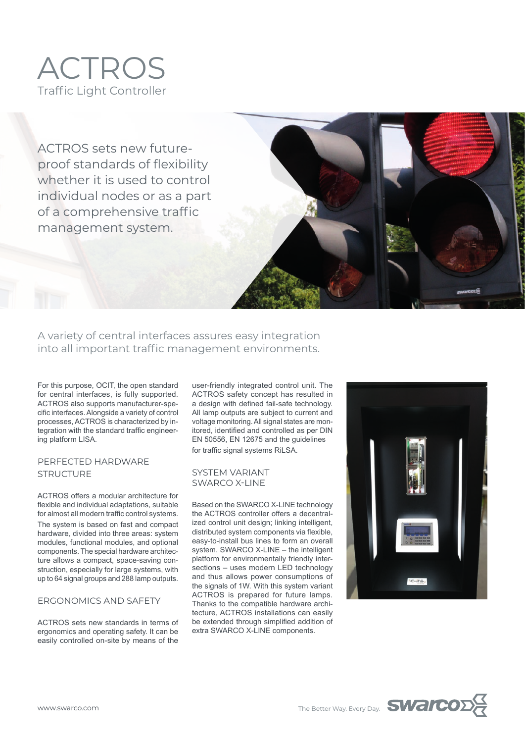# ACTROS

Traffic Light Controller

ACTROS sets new future-proof standards of flexibility whether it is used to control individual nodes or as a part of a comprehensive traffic management system.

A variety of central interfaces assures easy integration into all important traffic management environments.

For this purpose, OCIT, the open standard for central interfaces, is fully supported. ACTROS also supports manufacturer-specific interfaces. Alongside a variety of control processes, ACTROS is characterized by integration with the standard traffic engineering platform LISA.

## PERFECTED HARDWARE STRUCTURE

ACTROS offers a modular architecture for flexible and individual adaptations, suitable for almost all modern traffic control systems. The system is based on fast and compact hardware, divided into three areas: system modules, functional modules, and optional components. The special hardware architecture allows a compact, space-saving construction, especially for large systems, with up to 64 signal groups and 288 lamp outputs.

## ERGONOMICS AND SAFETY

ACTROS sets new standards in terms of ergonomics and operating safety. It can be easily controlled on-site by means of the user-friendly integrated control unit. The ACTROS safety concept has resulted in a design with defined fail-safe technology. All lamp outputs are subject to current and voltage monitoring. All signal states are monitored, identified and controlled as per DIN EN 50556, EN 12675 and the guidelines for traffic signal systems RiLSA.

## SYSTEM VARIANT SWARCO X-LINE

Based on the SWARCO X-LINE technology the ACTROS controller offers a decentralized control unit design; linking intelligent, distributed system components via flexible, easy-to-install bus lines to form an overall system. SWARCO X-LINE – the intelligent platform for environmentally friendly intersections – uses modern LED technology and thus allows power consumptions of the signals of 1W. With this system variant ACTROS is prepared for future lamps. Thanks to the compatible hardware architecture, ACTROS installations can easily be extended through simplified addition of extra SWARCO X-LINE components.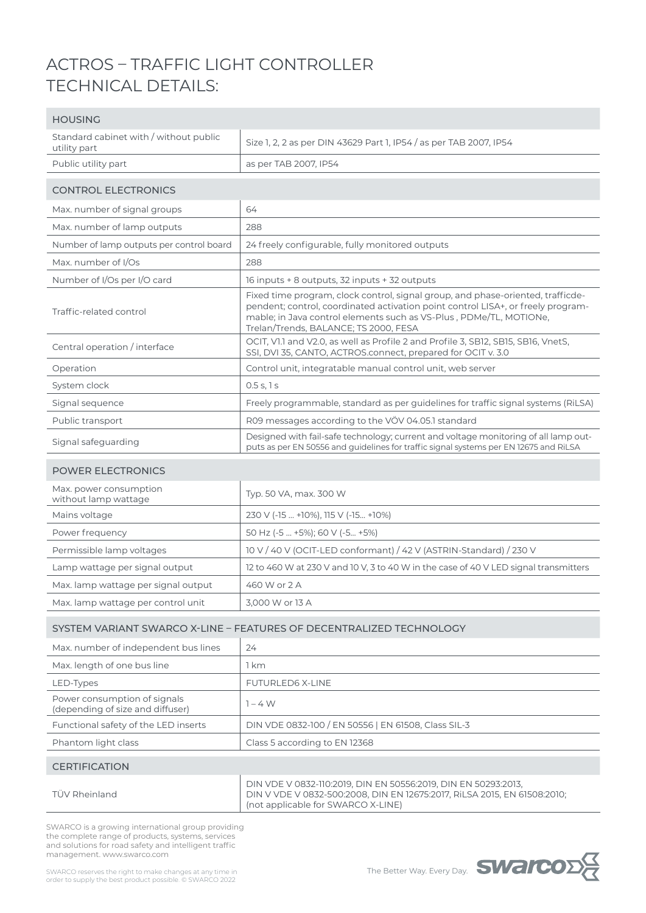# ACTROS – TRAFFIC LIGHT CONTROLLER TECHNICAL DETAILS:

| HOUSING | |
|---|---|
| Standard cabinet with / without public utility part | Size 1, 2, 2 as per DIN 43629 Part 1, IP54 / as per TAB 2007, IP54 |
| Public utility part | as per TAB 2007, IP54 |

| CONTROL ELECTRONICS | |
|---|---|
| Max. number of signal groups | 64 |
| Max. number of lamp outputs | 288 |
| Number of lamp outputs per control board | 24 freely configurable, fully monitored outputs |
| Max. number of I/Os | 288 |
| Number of I/Os per I/O card | 16 inputs + 8 outputs, 32 inputs + 32 outputs |
| Traffic-related control | Fixed time program, clock control, signal group, and phase-oriented, trafficdependent; control, coordinated activation point control LISA+, or freely programmable; in Java control elements such as VS-Plus , PDMe/TL, MOTIONe, Trelan/Trends, BALANCE; TS 2000, FESA |
| Central operation / interface | OCIT, V1.1 and V2.0, as well as Profile 2 and Profile 3, SB12, SB15, SB16, VnetS, SSI, DVI 35, CANTO, ACTROS.connect, prepared for OCIT v. 3.0 |
| Operation | Control unit, integratable manual control unit, web server |
| System clock | 0.5 s, 1 s |
| Signal sequence | Freely programmable, standard as per guidelines for traffic signal systems (RiLSA) |
| Public transport | R09 messages according to the VÖV 04.05.1 standard |
| Signal safeguarding | Designed with fail-safe technology; current and voltage monitoring of all lamp outputs as per EN 50556 and guidelines for traffic signal systems per EN 12675 and RiLSA |

| POWER ELECTRONICS | |
|---|---|
| Max. power consumption without lamp wattage | Typ. 50 VA, max. 300 W |
| Mains voltage | 230 V (-15 ... +10%), 115 V (-15... +10%) |
| Power frequency | 50 Hz (-5 ... +5%); 60 V (-5... +5%) |
| Permissible lamp voltages | 10 V / 40 V (OCIT-LED conformant) / 42 V (ASTRIN-Standard) / 230 V |
| Lamp wattage per signal output | 12 to 460 W at 230 V and 10 V, 3 to 40 W in the case of 40 V LED signal transmitters |
| Max. lamp wattage per signal output | 460 W or 2 A |
| Max. lamp wattage per control unit | 3,000 W or 13 A |

| SYSTEM VARIANT SWARCO X-LINE – FEATURES OF DECENTRALIZED TECHNOLOGY | |
|---|---|
| Max. number of independent bus lines | 24 |
| Max. length of one bus line | 1 km |
| LED-Types | FUTURLED6 X-LINE |
| Power consumption of signals (depending of size and diffuser) | 1 – 4 W |
| Functional safety of the LED inserts | DIN VDE 0832-100 / EN 50556 \| EN 61508, Class SIL-3 |
| Phantom light class | Class 5 according to EN 12368 |

| CERTIFICATION | |
|---|---|
| TÜV Rheinland | DIN VDE V 0832-110:2019, DIN EN 50556:2019, DIN EN 50293:2013, DIN V VDE V 0832-500:2008, DIN EN 12675:2017, RiLSA 2015, EN 61508:2010; (not applicable for SWARCO X-LINE) |

SWARCO is a growing international group providing the complete range of products, systems, services and solutions for road safety and intelligent traffic management. www.swarco.com

SWARCO reserves the right to make changes at any time in order to supply the best product possible. © SWARCO 2022

The Better Way. Every Day. swarco